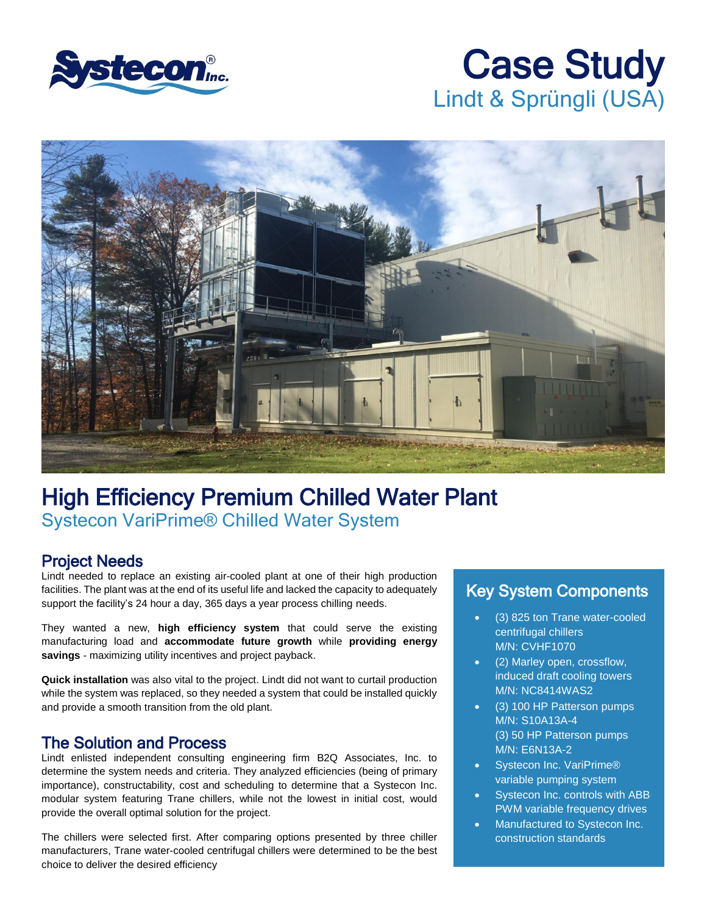# Case Study

## Lindt & Sprüngli (USA)

# High Efficiency Premium Chilled Water Plant

## Systecon VariPrime® Chilled Water System

### Project Needs

Lindt needed to replace an existing air-cooled plant at one of their high production facilities. The plant was at the end of its useful life and lacked the capacity to adequately support the facility's 24 hour a day, 365 days a year process chilling needs.

They wanted a new, **high efficiency system** that could serve the existing manufacturing load and **accommodate future growth** while **providing energy savings** - maximizing utility incentives and project payback.

**Quick installation** was also vital to the project. Lindt did not want to curtail production while the system was replaced, so they needed a system that could be installed quickly and provide a smooth transition from the old plant.

### The Solution and Process

Lindt enlisted independent consulting engineering firm B2Q Associates, Inc. to determine the system needs and criteria. They analyzed efficiencies (being of primary importance), constructability, cost and scheduling to determine that a Systecon Inc. modular system featuring Trane chillers, while not the lowest in initial cost, would provide the overall optimal solution for the project.

The chillers were selected first. After comparing options presented by three chiller manufacturers, Trane water-cooled centrifugal chillers were determined to be the best choice to deliver the desired efficiency

### Key System Components

- (3) 825 ton Trane water-cooled centrifugal chillers
  M/N: CVHF1070
- (2) Marley open, crossflow, induced draft cooling towers
  M/N: NC8414WAS2
- (3) 100 HP Patterson pumps
  M/N: S10A13A-4
  (3) 50 HP Patterson pumps
  M/N: E6N13A-2
- Systecon Inc. VariPrime® variable pumping system
- Systecon Inc. controls with ABB PWM variable frequency drives
- Manufactured to Systecon Inc. construction standards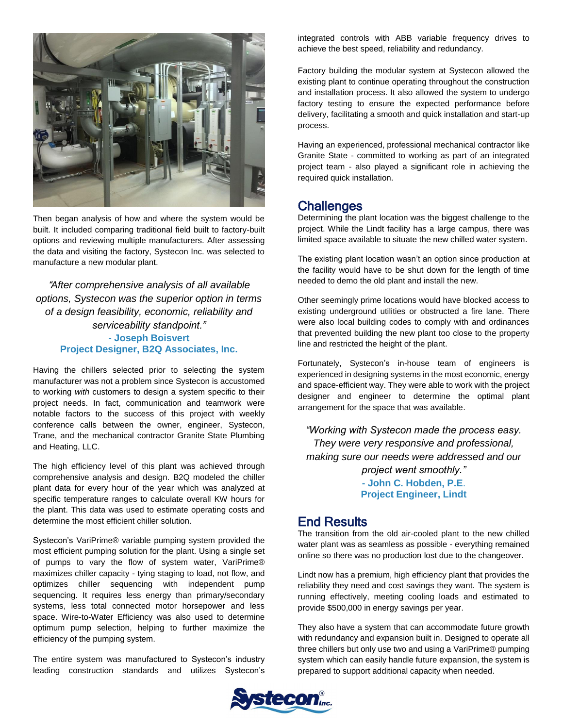Then began analysis of how and where the system would be built. It included comparing traditional field built to factory-built options and reviewing multiple manufacturers. After assessing the data and visiting the factory, Systecon Inc. was selected to manufacture a new modular plant.

*"After comprehensive analysis of all available options, Systecon was the superior option in terms of a design feasibility, economic, reliability and serviceability standpoint."*

**- Joseph Boisvert**
**Project Designer, B2Q Associates, Inc.**

Having the chillers selected prior to selecting the system manufacturer was not a problem since Systecon is accustomed to working *with* customers to design a system specific to their project needs. In fact, communication and teamwork were notable factors to the success of this project with weekly conference calls between the owner, engineer, Systecon, Trane, and the mechanical contractor Granite State Plumbing and Heating, LLC.

The high efficiency level of this plant was achieved through comprehensive analysis and design. B2Q modeled the chiller plant data for every hour of the year which was analyzed at specific temperature ranges to calculate overall KW hours for the plant. This data was used to estimate operating costs and determine the most efficient chiller solution.

Systecon's VariPrime® variable pumping system provided the most efficient pumping solution for the plant. Using a single set of pumps to vary the flow of system water, VariPrime® maximizes chiller capacity - tying staging to load, not flow, and optimizes chiller sequencing with independent pump sequencing. It requires less energy than primary/secondary systems, less total connected motor horsepower and less space. Wire-to-Water Efficiency was also used to determine optimum pump selection, helping to further maximize the efficiency of the pumping system.

The entire system was manufactured to Systecon's industry leading construction standards and utilizes Systecon's integrated controls with ABB variable frequency drives to achieve the best speed, reliability and redundancy.

Factory building the modular system at Systecon allowed the existing plant to continue operating throughout the construction and installation process. It also allowed the system to undergo factory testing to ensure the expected performance before delivery, facilitating a smooth and quick installation and start-up process.

Having an experienced, professional mechanical contractor like Granite State - committed to working as part of an integrated project team - also played a significant role in achieving the required quick installation.

## Challenges

Determining the plant location was the biggest challenge to the project. While the Lindt facility has a large campus, there was limited space available to situate the new chilled water system.

The existing plant location wasn't an option since production at the facility would have to be shut down for the length of time needed to demo the old plant and install the new.

Other seemingly prime locations would have blocked access to existing underground utilities or obstructed a fire lane. There were also local building codes to comply with and ordinances that prevented building the new plant too close to the property line and restricted the height of the plant.

Fortunately, Systecon's in-house team of engineers is experienced in designing systems in the most economic, energy and space-efficient way. They were able to work with the project designer and engineer to determine the optimal plant arrangement for the space that was available.

*"Working with Systecon made the process easy. They were very responsive and professional, making sure our needs were addressed and our project went smoothly."*

**- John C. Hobden, P.E.**
**Project Engineer, Lindt**

## End Results

The transition from the old air-cooled plant to the new chilled water plant was as seamless as possible - everything remained online so there was no production lost due to the changeover.

Lindt now has a premium, high efficiency plant that provides the reliability they need and cost savings they want. The system is running effectively, meeting cooling loads and estimated to provide $500,000 in energy savings per year.

They also have a system that can accommodate future growth with redundancy and expansion built in. Designed to operate all three chillers but only use two and using a VariPrime® pumping system which can easily handle future expansion, the system is prepared to support additional capacity when needed.